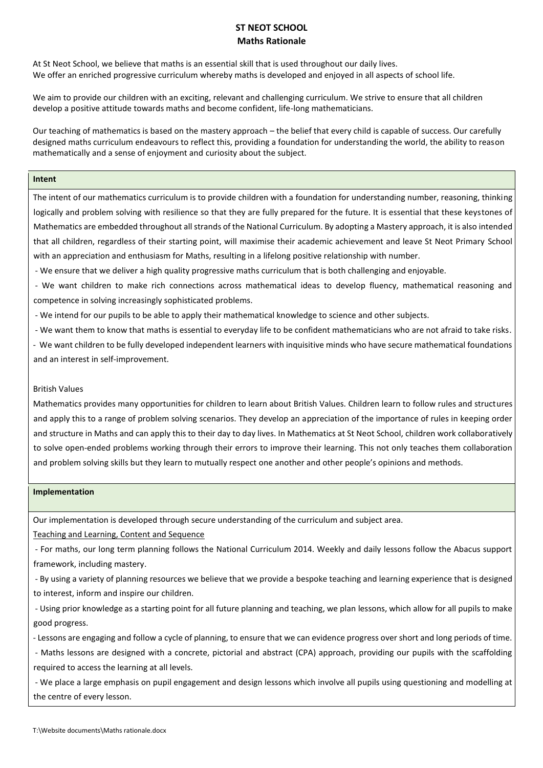# ST NEOT SCHOOL
## Maths Rationale

At St Neot School, we believe that maths is an essential skill that is used throughout our daily lives.
We offer an enriched progressive curriculum whereby maths is developed and enjoyed in all aspects of school life.

We aim to provide our children with an exciting, relevant and challenging curriculum. We strive to ensure that all children develop a positive attitude towards maths and become confident, life-long mathematicians.

Our teaching of mathematics is based on the mastery approach – the belief that every child is capable of success. Our carefully designed maths curriculum endeavours to reflect this, providing a foundation for understanding the world, the ability to reason mathematically and a sense of enjoyment and curiosity about the subject.

### Intent

The intent of our mathematics curriculum is to provide children with a foundation for understanding number, reasoning, thinking logically and problem solving with resilience so that they are fully prepared for the future. It is essential that these keystones of Mathematics are embedded throughout all strands of the National Curriculum. By adopting a Mastery approach, it is also intended that all children, regardless of their starting point, will maximise their academic achievement and leave St Neot Primary School with an appreciation and enthusiasm for Maths, resulting in a lifelong positive relationship with number.

- We ensure that we deliver a high quality progressive maths curriculum that is both challenging and enjoyable.
- We want children to make rich connections across mathematical ideas to develop fluency, mathematical reasoning and competence in solving increasingly sophisticated problems.
- We intend for our pupils to be able to apply their mathematical knowledge to science and other subjects.
- We want them to know that maths is essential to everyday life to be confident mathematicians who are not afraid to take risks.
- We want children to be fully developed independent learners with inquisitive minds who have secure mathematical foundations and an interest in self-improvement.

British Values

Mathematics provides many opportunities for children to learn about British Values. Children learn to follow rules and structures and apply this to a range of problem solving scenarios. They develop an appreciation of the importance of rules in keeping order and structure in Maths and can apply this to their day to day lives. In Mathematics at St Neot School, children work collaboratively to solve open-ended problems working through their errors to improve their learning. This not only teaches them collaboration and problem solving skills but they learn to mutually respect one another and other people's opinions and methods.

### Implementation

Our implementation is developed through secure understanding of the curriculum and subject area.

Teaching and Learning, Content and Sequence

- For maths, our long term planning follows the National Curriculum 2014. Weekly and daily lessons follow the Abacus support framework, including mastery.
- By using a variety of planning resources we believe that we provide a bespoke teaching and learning experience that is designed to interest, inform and inspire our children.
- Using prior knowledge as a starting point for all future planning and teaching, we plan lessons, which allow for all pupils to make good progress.
- Lessons are engaging and follow a cycle of planning, to ensure that we can evidence progress over short and long periods of time.
- Maths lessons are designed with a concrete, pictorial and abstract (CPA) approach, providing our pupils with the scaffolding required to access the learning at all levels.
- We place a large emphasis on pupil engagement and design lessons which involve all pupils using questioning and modelling at the centre of every lesson.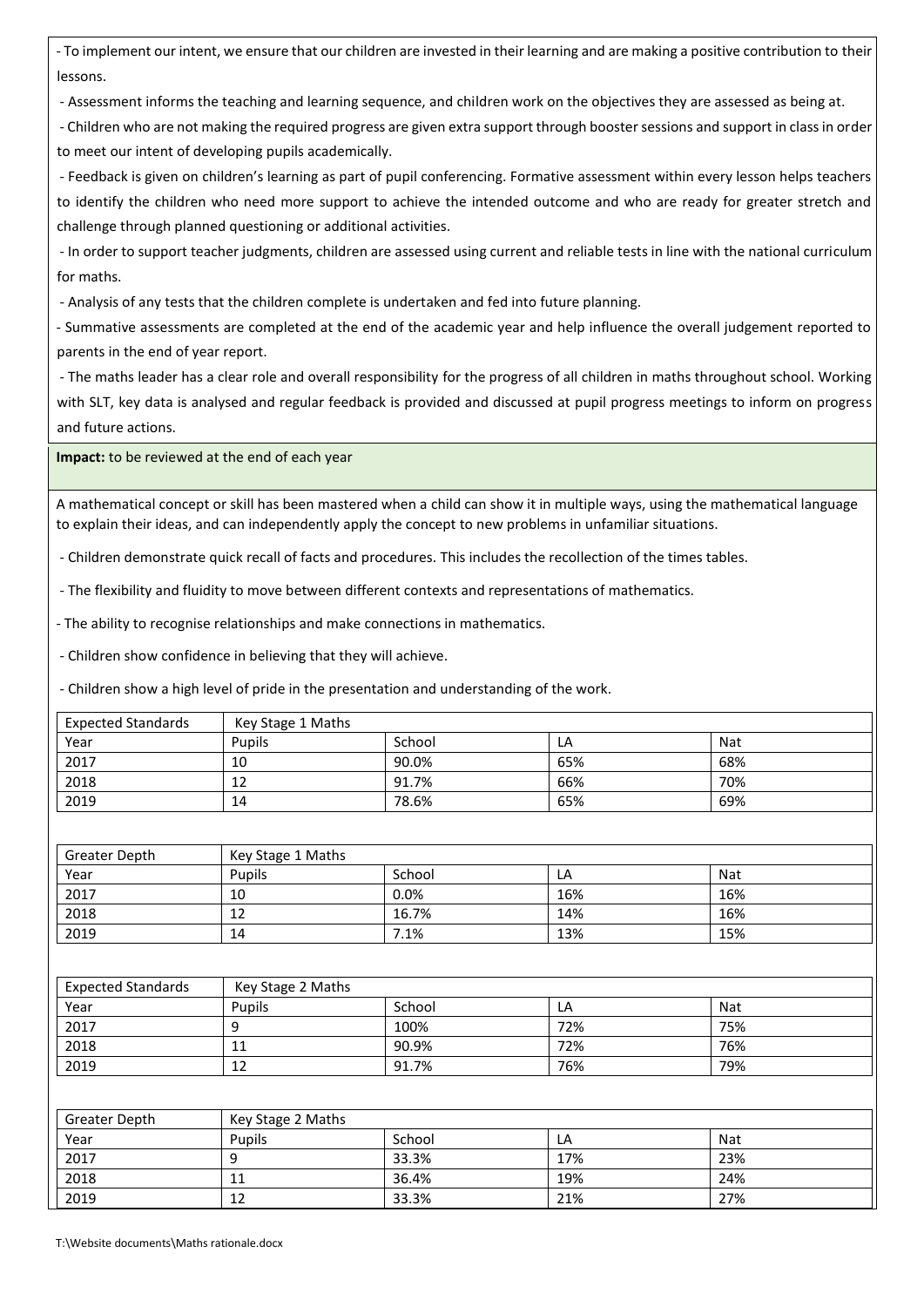- To implement our intent, we ensure that our children are invested in their learning and are making a positive contribution to their lessons.

- Assessment informs the teaching and learning sequence, and children work on the objectives they are assessed as being at.

- Children who are not making the required progress are given extra support through booster sessions and support in class in order to meet our intent of developing pupils academically.

- Feedback is given on children's learning as part of pupil conferencing. Formative assessment within every lesson helps teachers to identify the children who need more support to achieve the intended outcome and who are ready for greater stretch and challenge through planned questioning or additional activities.

- In order to support teacher judgments, children are assessed using current and reliable tests in line with the national curriculum for maths.

- Analysis of any tests that the children complete is undertaken and fed into future planning.

- Summative assessments are completed at the end of the academic year and help influence the overall judgement reported to parents in the end of year report.

- The maths leader has a clear role and overall responsibility for the progress of all children in maths throughout school. Working with SLT, key data is analysed and regular feedback is provided and discussed at pupil progress meetings to inform on progress and future actions.

**Impact:** to be reviewed at the end of each year

A mathematical concept or skill has been mastered when a child can show it in multiple ways, using the mathematical language to explain their ideas, and can independently apply the concept to new problems in unfamiliar situations.

- Children demonstrate quick recall of facts and procedures. This includes the recollection of the times tables.

- The flexibility and fluidity to move between different contexts and representations of mathematics.

- The ability to recognise relationships and make connections in mathematics.

- Children show confidence in believing that they will achieve.

- Children show a high level of pride in the presentation and understanding of the work.

| Expected Standards | Key Stage 1 Maths | | | |
|---|---|---|---|---|
| Year | Pupils | School | LA | Nat |
| 2017 | 10 | 90.0% | 65% | 68% |
| 2018 | 12 | 91.7% | 66% | 70% |
| 2019 | 14 | 78.6% | 65% | 69% |

| Greater Depth | Key Stage 1 Maths | | | |
|---|---|---|---|---|
| Year | Pupils | School | LA | Nat |
| 2017 | 10 | 0.0% | 16% | 16% |
| 2018 | 12 | 16.7% | 14% | 16% |
| 2019 | 14 | 7.1% | 13% | 15% |

| Expected Standards | Key Stage 2 Maths | | | |
|---|---|---|---|---|
| Year | Pupils | School | LA | Nat |
| 2017 | 9 | 100% | 72% | 75% |
| 2018 | 11 | 90.9% | 72% | 76% |
| 2019 | 12 | 91.7% | 76% | 79% |

| Greater Depth | Key Stage 2 Maths | | | |
|---|---|---|---|---|
| Year | Pupils | School | LA | Nat |
| 2017 | 9 | 33.3% | 17% | 23% |
| 2018 | 11 | 36.4% | 19% | 24% |
| 2019 | 12 | 33.3% | 21% | 27% |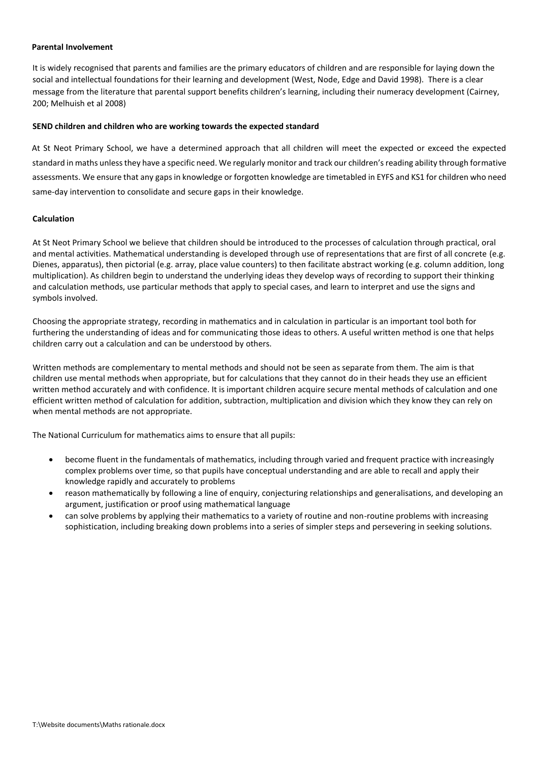**Parental Involvement**

It is widely recognised that parents and families are the primary educators of children and are responsible for laying down the social and intellectual foundations for their learning and development (West, Node, Edge and David 1998). There is a clear message from the literature that parental support benefits children's learning, including their numeracy development (Cairney, 200; Melhuish et al 2008)

**SEND children and children who are working towards the expected standard**

At St Neot Primary School, we have a determined approach that all children will meet the expected or exceed the expected standard in maths unless they have a specific need. We regularly monitor and track our children's reading ability through formative assessments. We ensure that any gaps in knowledge or forgotten knowledge are timetabled in EYFS and KS1 for children who need same-day intervention to consolidate and secure gaps in their knowledge.

**Calculation**

At St Neot Primary School we believe that children should be introduced to the processes of calculation through practical, oral and mental activities. Mathematical understanding is developed through use of representations that are first of all concrete (e.g. Dienes, apparatus), then pictorial (e.g. array, place value counters) to then facilitate abstract working (e.g. column addition, long multiplication). As children begin to understand the underlying ideas they develop ways of recording to support their thinking and calculation methods, use particular methods that apply to special cases, and learn to interpret and use the signs and symbols involved.

Choosing the appropriate strategy, recording in mathematics and in calculation in particular is an important tool both for furthering the understanding of ideas and for communicating those ideas to others. A useful written method is one that helps children carry out a calculation and can be understood by others.

Written methods are complementary to mental methods and should not be seen as separate from them. The aim is that children use mental methods when appropriate, but for calculations that they cannot do in their heads they use an efficient written method accurately and with confidence. It is important children acquire secure mental methods of calculation and one efficient written method of calculation for addition, subtraction, multiplication and division which they know they can rely on when mental methods are not appropriate.

The National Curriculum for mathematics aims to ensure that all pupils:

- become fluent in the fundamentals of mathematics, including through varied and frequent practice with increasingly complex problems over time, so that pupils have conceptual understanding and are able to recall and apply their knowledge rapidly and accurately to problems
- reason mathematically by following a line of enquiry, conjecturing relationships and generalisations, and developing an argument, justification or proof using mathematical language
- can solve problems by applying their mathematics to a variety of routine and non-routine problems with increasing sophistication, including breaking down problems into a series of simpler steps and persevering in seeking solutions.

T:\Website documents\Maths rationale.docx